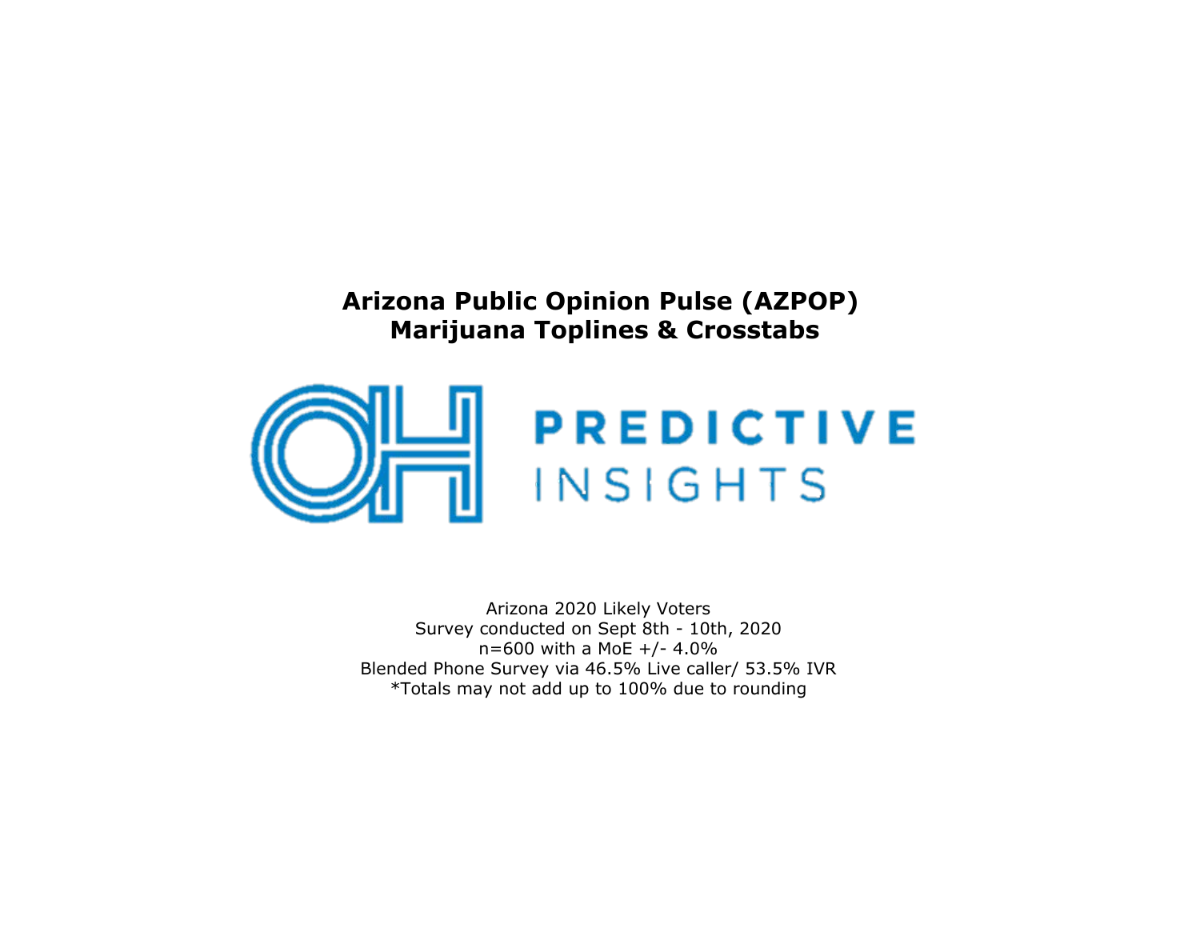# Arizona Public Opinion Pulse (AZPOP)
# Marijuana Toplines & Crosstabs

PREDICTIVE INSIGHTS

Arizona 2020 Likely Voters
Survey conducted on Sept 8th - 10th, 2020
n=600 with a MoE +/- 4.0%
Blended Phone Survey via 46.5% Live caller/ 53.5% IVR
*Totals may not add up to 100% due to rounding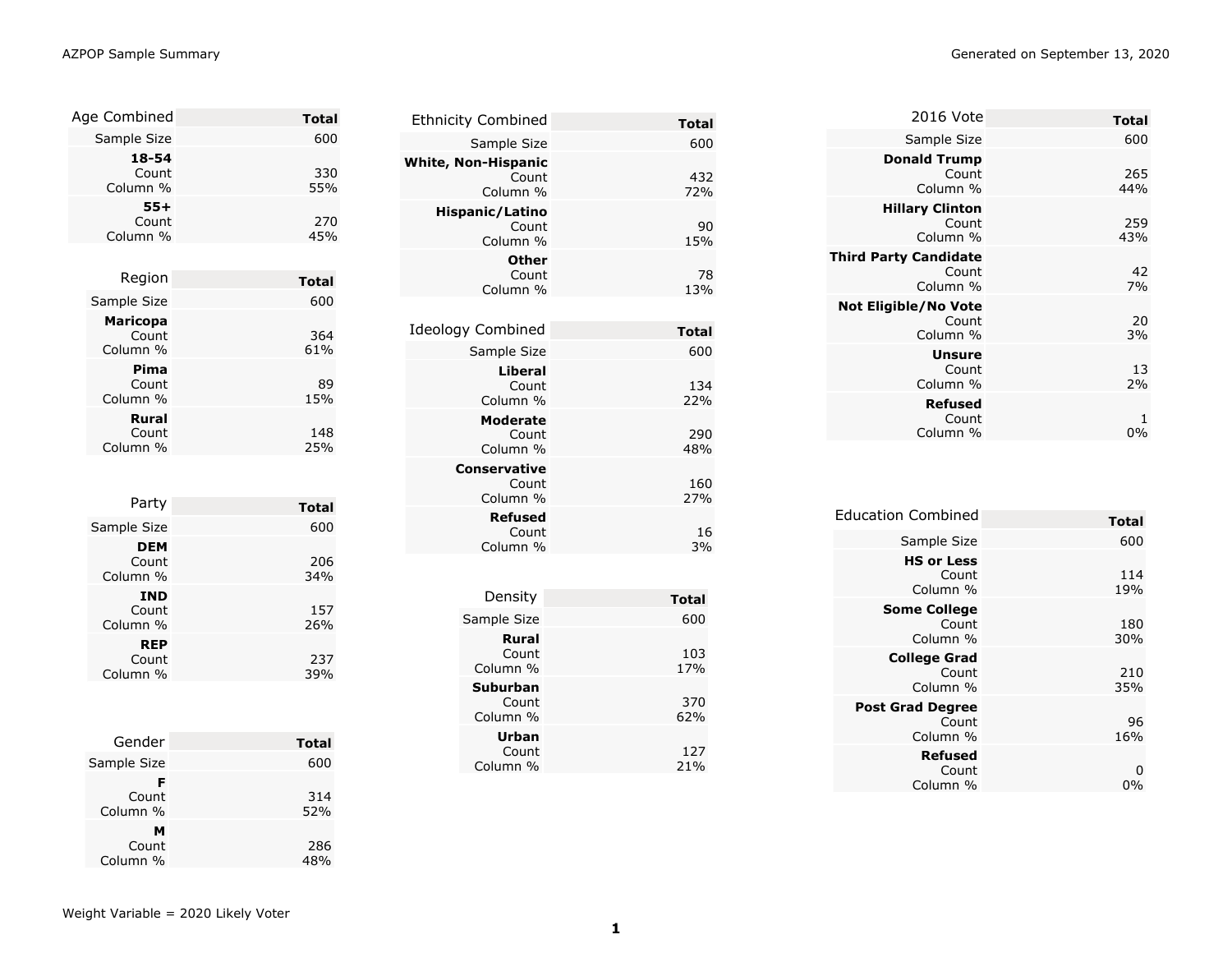## Age Combined

| | Total |
|---|---|
| Sample Size | 600 |
| **18-54** Count | 330 |
| Column % | 55% |
| **55+** Count | 270 |
| Column % | 45% |

## Region

| | Total |
|---|---|
| Sample Size | 600 |
| **Maricopa** Count | 364 |
| Column % | 61% |
| **Pima** Count | 89 |
| Column % | 15% |
| **Rural** Count | 148 |
| Column % | 25% |

## Party

| | Total |
|---|---|
| Sample Size | 600 |
| **DEM** Count | 206 |
| Column % | 34% |
| **IND** Count | 157 |
| Column % | 26% |
| **REP** Count | 237 |
| Column % | 39% |

## Gender

| | Total |
|---|---|
| Sample Size | 600 |
| **F** Count | 314 |
| Column % | 52% |
| **M** Count | 286 |
| Column % | 48% |

## Ethnicity Combined

| | Total |
|---|---|
| Sample Size | 600 |
| **White, Non-Hispanic** Count | 432 |
| Column % | 72% |
| **Hispanic/Latino** Count | 90 |
| Column % | 15% |
| **Other** Count | 78 |
| Column % | 13% |

## Ideology Combined

| | Total |
|---|---|
| Sample Size | 600 |
| **Liberal** Count | 134 |
| Column % | 22% |
| **Moderate** Count | 290 |
| Column % | 48% |
| **Conservative** Count | 160 |
| Column % | 27% |
| **Refused** Count | 16 |
| Column % | 3% |

## Density

| | Total |
|---|---|
| Sample Size | 600 |
| **Rural** Count | 103 |
| Column % | 17% |
| **Suburban** Count | 370 |
| Column % | 62% |
| **Urban** Count | 127 |
| Column % | 21% |

## 2016 Vote

| | Total |
|---|---|
| Sample Size | 600 |
| **Donald Trump** Count | 265 |
| Column % | 44% |
| **Hillary Clinton** Count | 259 |
| Column % | 43% |
| **Third Party Candidate** Count | 42 |
| Column % | 7% |
| **Not Eligible/No Vote** Count | 20 |
| Column % | 3% |
| **Unsure** Count | 13 |
| Column % | 2% |
| **Refused** Count | 1 |
| Column % | 0% |

## Education Combined

| | Total |
|---|---|
| Sample Size | 600 |
| **HS or Less** Count | 114 |
| Column % | 19% |
| **Some College** Count | 180 |
| Column % | 30% |
| **College Grad** Count | 210 |
| Column % | 35% |
| **Post Grad Degree** Count | 96 |
| Column % | 16% |
| **Refused** Count | 0 |
| Column % | 0% |

Weight Variable = 2020 Likely Voter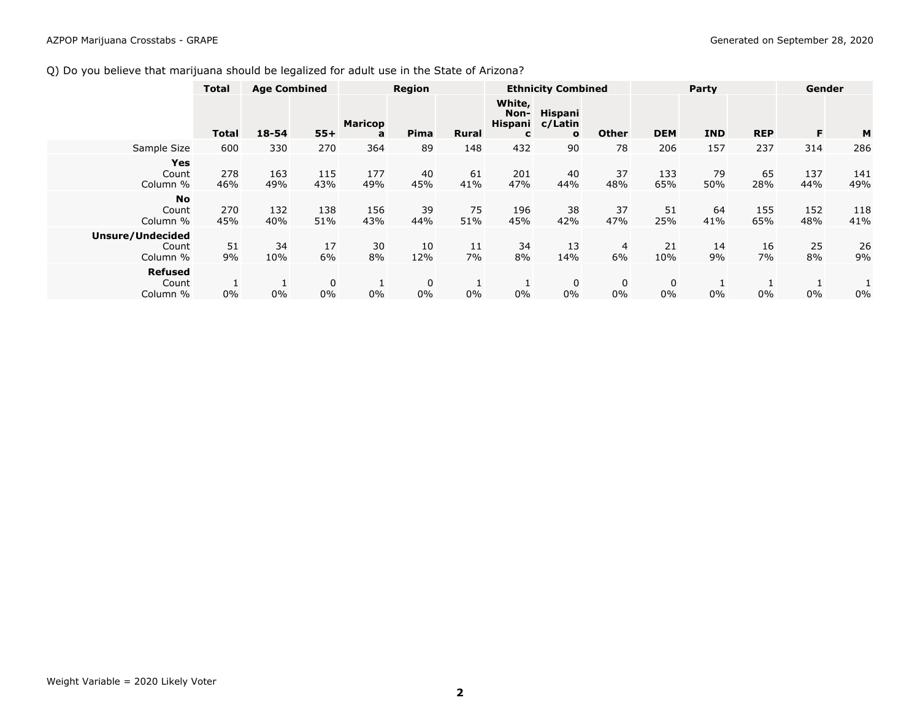Q) Do you believe that marijuana should be legalized for adult use in the State of Arizona?

| | Total | Age Combined | | Region | | | Ethnicity Combined | | | Party | | | Gender | |
|---|---|---|---|---|---|---|---|---|---|---|---|---|---|---|
| | Total | 18-54 | 55+ | Maricopa | Pima | Rural | White, Non-Hispanic | Hispanic/Latino | Other | DEM | IND | REP | F | M |
| Sample Size | 600 | 330 | 270 | 364 | 89 | 148 | 432 | 90 | 78 | 206 | 157 | 237 | 314 | 286 |
| **Yes** | | | | | | | | | | | | | | |
| Count | 278 | 163 | 115 | 177 | 40 | 61 | 201 | 40 | 37 | 133 | 79 | 65 | 137 | 141 |
| Column % | 46% | 49% | 43% | 49% | 45% | 41% | 47% | 44% | 48% | 65% | 50% | 28% | 44% | 49% |
| **No** | | | | | | | | | | | | | | |
| Count | 270 | 132 | 138 | 156 | 39 | 75 | 196 | 38 | 37 | 51 | 64 | 155 | 152 | 118 |
| Column % | 45% | 40% | 51% | 43% | 44% | 51% | 45% | 42% | 47% | 25% | 41% | 65% | 48% | 41% |
| **Unsure/Undecided** | | | | | | | | | | | | | | |
| Count | 51 | 34 | 17 | 30 | 10 | 11 | 34 | 13 | 4 | 21 | 14 | 16 | 25 | 26 |
| Column % | 9% | 10% | 6% | 8% | 12% | 7% | 8% | 14% | 6% | 10% | 9% | 7% | 8% | 9% |
| **Refused** | | | | | | | | | | | | | | |
| Count | 1 | 1 | 0 | 1 | 0 | 1 | 1 | 0 | 0 | 0 | 1 | 1 | 1 | 1 |
| Column % | 0% | 0% | 0% | 0% | 0% | 0% | 0% | 0% | 0% | 0% | 0% | 0% | 0% | 0% |

Weight Variable = 2020 Likely Voter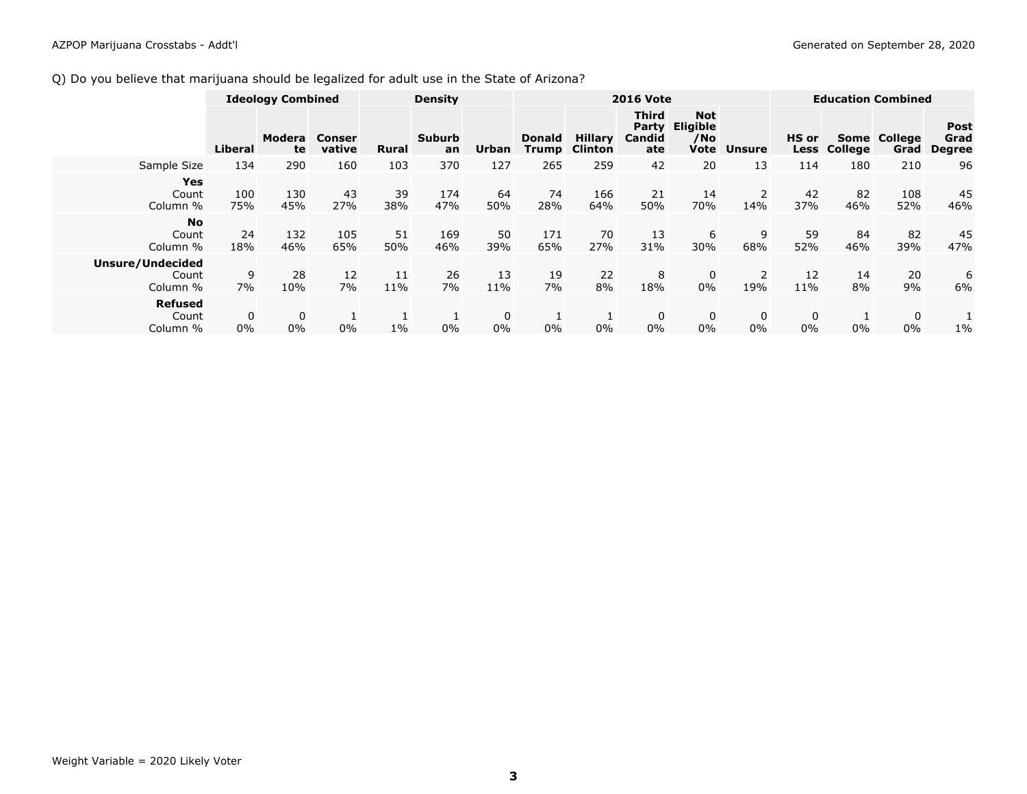Q) Do you believe that marijuana should be legalized for adult use in the State of Arizona?

| | Ideology Combined | | | Density | | | 2016 Vote | | | | | Education Combined | | | |
|---|---|---|---|---|---|---|---|---|---|---|---|---|---|---|---|
| | Liberal | Moderate | Conservative | Rural | Suburban | Urban | Donald Trump | Hillary Clinton | Third Party Candidate | Not Eligible /No Vote | Unsure | HS or Less | Some College | College Grad | Post Grad Degree |
| Sample Size | 134 | 290 | 160 | 103 | 370 | 127 | 265 | 259 | 42 | 20 | 13 | 114 | 180 | 210 | 96 |
| **Yes** | | | | | | | | | | | | | | | |
| Count | 100 | 130 | 43 | 39 | 174 | 64 | 74 | 166 | 21 | 14 | 2 | 42 | 82 | 108 | 45 |
| Column % | 75% | 45% | 27% | 38% | 47% | 50% | 28% | 64% | 50% | 70% | 14% | 37% | 46% | 52% | 46% |
| **No** | | | | | | | | | | | | | | | |
| Count | 24 | 132 | 105 | 51 | 169 | 50 | 171 | 70 | 13 | 6 | 9 | 59 | 84 | 82 | 45 |
| Column % | 18% | 46% | 65% | 50% | 46% | 39% | 65% | 27% | 31% | 30% | 68% | 52% | 46% | 39% | 47% |
| **Unsure/Undecided** | | | | | | | | | | | | | | | |
| Count | 9 | 28 | 12 | 11 | 26 | 13 | 19 | 22 | 8 | 0 | 2 | 12 | 14 | 20 | 6 |
| Column % | 7% | 10% | 7% | 11% | 7% | 11% | 7% | 8% | 18% | 0% | 19% | 11% | 8% | 9% | 6% |
| **Refused** | | | | | | | | | | | | | | | |
| Count | 0 | 0 | 1 | 1 | 1 | 0 | 1 | 1 | 0 | 0 | 0 | 0 | 1 | 0 | 1 |
| Column % | 0% | 0% | 0% | 1% | 0% | 0% | 0% | 0% | 0% | 0% | 0% | 0% | 0% | 0% | 1% |

Weight Variable = 2020 Likely Voter